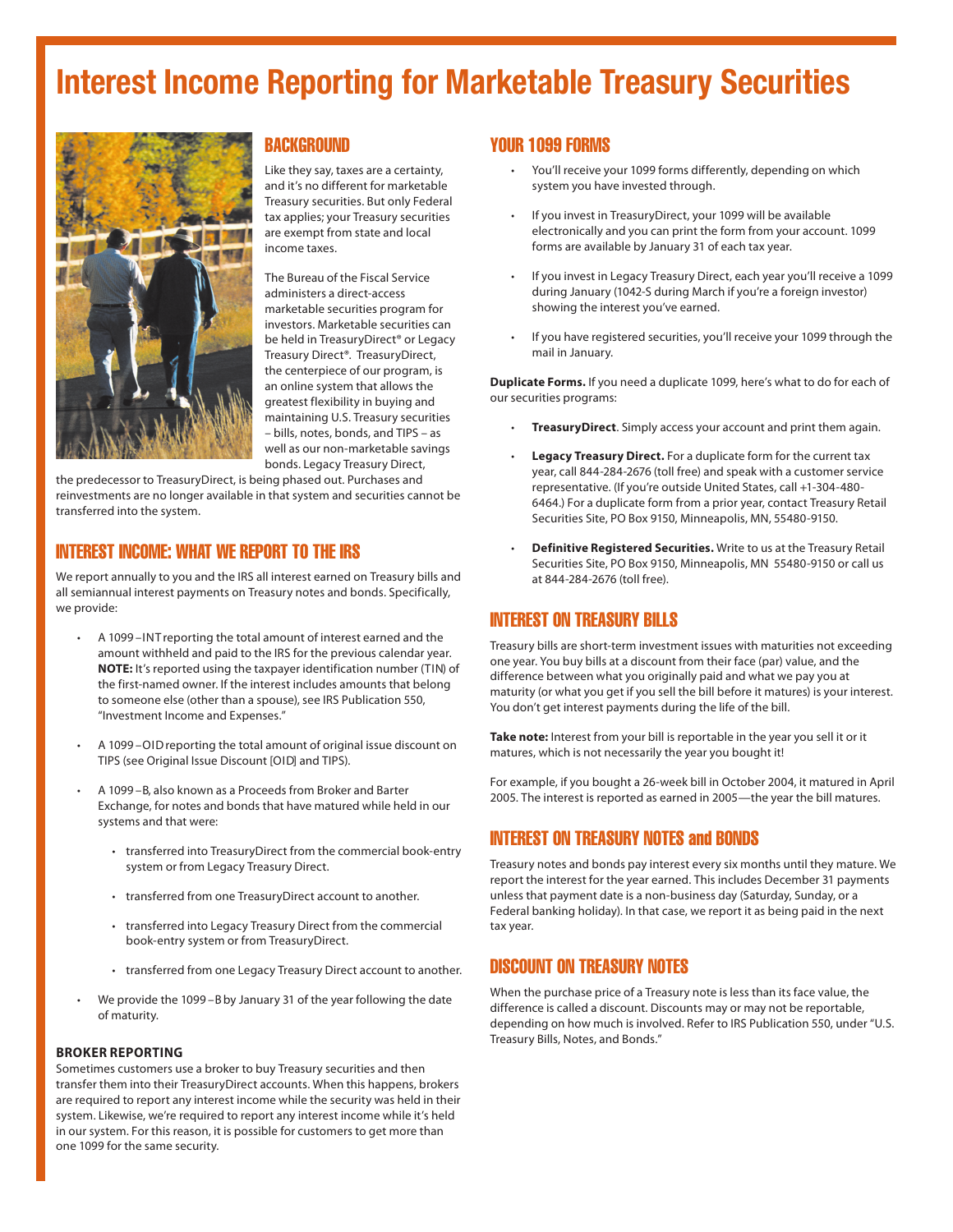# Interest Income Reporting for Marketable Treasury Securities

## BACKGROUND

Like they say, taxes are a certainty, and it's no different for marketable Treasury securities. But only Federal tax applies; your Treasury securities are exempt from state and local income taxes.

The Bureau of the Fiscal Service administers a direct-access marketable securities program for investors. Marketable securities can be held in TreasuryDirect® or Legacy Treasury Direct®. TreasuryDirect, the centerpiece of our program, is an online system that allows the greatest flexibility in buying and maintaining U.S. Treasury securities – bills, notes, bonds, and TIPS – as well as our non-marketable savings bonds. Legacy Treasury Direct, the predecessor to TreasuryDirect, is being phased out. Purchases and reinvestments are no longer available in that system and securities cannot be transferred into the system.

## INTEREST INCOME: WHAT WE REPORT TO THE IRS

We report annually to you and the IRS all interest earned on Treasury bills and all semiannual interest payments on Treasury notes and bonds. Specifically, we provide:

- A 1099 –INT reporting the total amount of interest earned and the amount withheld and paid to the IRS for the previous calendar year. **NOTE:** It's reported using the taxpayer identification number (TIN) of the first-named owner. If the interest includes amounts that belong to someone else (other than a spouse), see IRS Publication 550, "Investment Income and Expenses."
- A 1099 –OID reporting the total amount of original issue discount on TIPS (see Original Issue Discount [OID] and TIPS).
- A 1099 –B, also known as a Proceeds from Broker and Barter Exchange, for notes and bonds that have matured while held in our systems and that were:
  - transferred into TreasuryDirect from the commercial book-entry system or from Legacy Treasury Direct.
  - transferred from one TreasuryDirect account to another.
  - transferred into Legacy Treasury Direct from the commercial book-entry system or from TreasuryDirect.
  - transferred from one Legacy Treasury Direct account to another.
- We provide the 1099 –B by January 31 of the year following the date of maturity.

### BROKER REPORTING

Sometimes customers use a broker to buy Treasury securities and then transfer them into their TreasuryDirect accounts. When this happens, brokers are required to report any interest income while the security was held in their system. Likewise, we're required to report any interest income while it's held in our system. For this reason, it is possible for customers to get more than one 1099 for the same security.

## YOUR 1099 FORMS

- You'll receive your 1099 forms differently, depending on which system you have invested through.
- If you invest in TreasuryDirect, your 1099 will be available electronically and you can print the form from your account. 1099 forms are available by January 31 of each tax year.
- If you invest in Legacy Treasury Direct, each year you'll receive a 1099 during January (1042-S during March if you're a foreign investor) showing the interest you've earned.
- If you have registered securities, you'll receive your 1099 through the mail in January.

**Duplicate Forms.** If you need a duplicate 1099, here's what to do for each of our securities programs:

- **TreasuryDirect**. Simply access your account and print them again.
- **Legacy Treasury Direct.** For a duplicate form for the current tax year, call 844-284-2676 (toll free) and speak with a customer service representative. (If you're outside United States, call +1-304-480-6464.) For a duplicate form from a prior year, contact Treasury Retail Securities Site, PO Box 9150, Minneapolis, MN, 55480-9150.
- **Definitive Registered Securities.** Write to us at the Treasury Retail Securities Site, PO Box 9150, Minneapolis, MN 55480-9150 or call us at 844-284-2676 (toll free).

## INTEREST ON TREASURY BILLS

Treasury bills are short-term investment issues with maturities not exceeding one year. You buy bills at a discount from their face (par) value, and the difference between what you originally paid and what we pay you at maturity (or what you get if you sell the bill before it matures) is your interest. You don't get interest payments during the life of the bill.

**Take note:** Interest from your bill is reportable in the year you sell it or it matures, which is not necessarily the year you bought it!

For example, if you bought a 26-week bill in October 2004, it matured in April 2005. The interest is reported as earned in 2005—the year the bill matures.

## INTEREST ON TREASURY NOTES and BONDS

Treasury notes and bonds pay interest every six months until they mature. We report the interest for the year earned. This includes December 31 payments unless that payment date is a non-business day (Saturday, Sunday, or a Federal banking holiday). In that case, we report it as being paid in the next tax year.

## DISCOUNT ON TREASURY NOTES

When the purchase price of a Treasury note is less than its face value, the difference is called a discount. Discounts may or may not be reportable, depending on how much is involved. Refer to IRS Publication 550, under "U.S. Treasury Bills, Notes, and Bonds."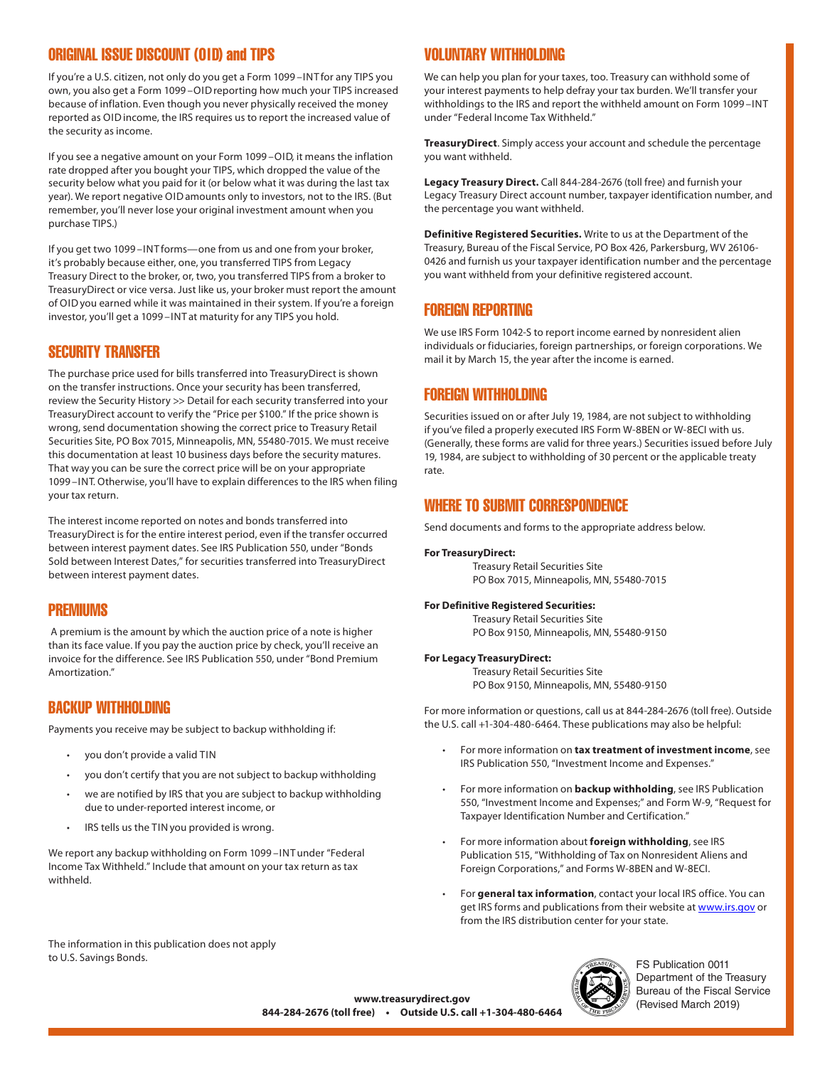## ORIGINAL ISSUE DISCOUNT (OID) and TIPS

If you're a U.S. citizen, not only do you get a Form 1099–INT for any TIPS you own, you also get a Form 1099–OID reporting how much your TIPS increased because of inflation. Even though you never physically received the money reported as OID income, the IRS requires us to report the increased value of the security as income.

If you see a negative amount on your Form 1099–OID, it means the inflation rate dropped after you bought your TIPS, which dropped the value of the security below what you paid for it (or below what it was during the last tax year). We report negative OID amounts only to investors, not to the IRS. (But remember, you'll never lose your original investment amount when you purchase TIPS.)

If you get two 1099–INT forms—one from us and one from your broker, it's probably because either, one, you transferred TIPS from Legacy Treasury Direct to the broker, or, two, you transferred TIPS from a broker to TreasuryDirect or vice versa. Just like us, your broker must report the amount of OID you earned while it was maintained in their system. If you're a foreign investor, you'll get a 1099–INT at maturity for any TIPS you hold.

## SECURITY TRANSFER

The purchase price used for bills transferred into TreasuryDirect is shown on the transfer instructions. Once your security has been transferred, review the Security History >> Detail for each security transferred into your TreasuryDirect account to verify the "Price per $100." If the price shown is wrong, send documentation showing the correct price to Treasury Retail Securities Site, PO Box 7015, Minneapolis, MN, 55480-7015. We must receive this documentation at least 10 business days before the security matures. That way you can be sure the correct price will be on your appropriate 1099–INT. Otherwise, you'll have to explain differences to the IRS when filing your tax return.

The interest income reported on notes and bonds transferred into TreasuryDirect is for the entire interest period, even if the transfer occurred between interest payment dates. See IRS Publication 550, under "Bonds Sold between Interest Dates," for securities transferred into TreasuryDirect between interest payment dates.

## PREMIUMS

A premium is the amount by which the auction price of a note is higher than its face value. If you pay the auction price by check, you'll receive an invoice for the difference. See IRS Publication 550, under "Bond Premium Amortization."

## BACKUP WITHHOLDING

Payments you receive may be subject to backup withholding if:

- you don't provide a valid TIN
- you don't certify that you are not subject to backup withholding
- we are notified by IRS that you are subject to backup withholding due to under-reported interest income, or
- IRS tells us the TIN you provided is wrong.

We report any backup withholding on Form 1099–INT under "Federal Income Tax Withheld." Include that amount on your tax return as tax withheld.

The information in this publication does not apply to U.S. Savings Bonds.

## VOLUNTARY WITHHOLDING

We can help you plan for your taxes, too. Treasury can withhold some of your interest payments to help defray your tax burden. We'll transfer your withholdings to the IRS and report the withheld amount on Form 1099–INT under "Federal Income Tax Withheld."

**TreasuryDirect**. Simply access your account and schedule the percentage you want withheld.

**Legacy Treasury Direct.** Call 844-284-2676 (toll free) and furnish your Legacy Treasury Direct account number, taxpayer identification number, and the percentage you want withheld.

**Definitive Registered Securities.** Write to us at the Department of the Treasury, Bureau of the Fiscal Service, PO Box 426, Parkersburg, WV 26106-0426 and furnish us your taxpayer identification number and the percentage you want withheld from your definitive registered account.

## FOREIGN REPORTING

We use IRS Form 1042-S to report income earned by nonresident alien individuals or fiduciaries, foreign partnerships, or foreign corporations. We mail it by March 15, the year after the income is earned.

## FOREIGN WITHHOLDING

Securities issued on or after July 19, 1984, are not subject to withholding if you've filed a properly executed IRS Form W-8BEN or W-8ECI with us. (Generally, these forms are valid for three years.) Securities issued before July 19, 1984, are subject to withholding of 30 percent or the applicable treaty rate.

## WHERE TO SUBMIT CORRESPONDENCE

Send documents and forms to the appropriate address below.

**For TreasuryDirect:**
Treasury Retail Securities Site
PO Box 7015, Minneapolis, MN, 55480-7015

**For Definitive Registered Securities:**
Treasury Retail Securities Site
PO Box 9150, Minneapolis, MN, 55480-9150

**For Legacy TreasuryDirect:**
Treasury Retail Securities Site
PO Box 9150, Minneapolis, MN, 55480-9150

For more information or questions, call us at 844-284-2676 (toll free). Outside the U.S. call +1-304-480-6464. These publications may also be helpful:

- For more information on **tax treatment of investment income**, see IRS Publication 550, "Investment Income and Expenses."
- For more information on **backup withholding**, see IRS Publication 550, "Investment Income and Expenses;" and Form W-9, "Request for Taxpayer Identification Number and Certification."
- For more information about **foreign withholding**, see IRS Publication 515, "Withholding of Tax on Nonresident Aliens and Foreign Corporations," and Forms W-8BEN and W-8ECI.
- For **general tax information**, contact your local IRS office. You can get IRS forms and publications from their website at www.irs.gov or from the IRS distribution center for your state.

**www.treasurydirect.gov**
**844-284-2676 (toll free) • Outside U.S. call +1-304-480-6464**

FS Publication 0011
Department of the Treasury
Bureau of the Fiscal Service
(Revised March 2019)